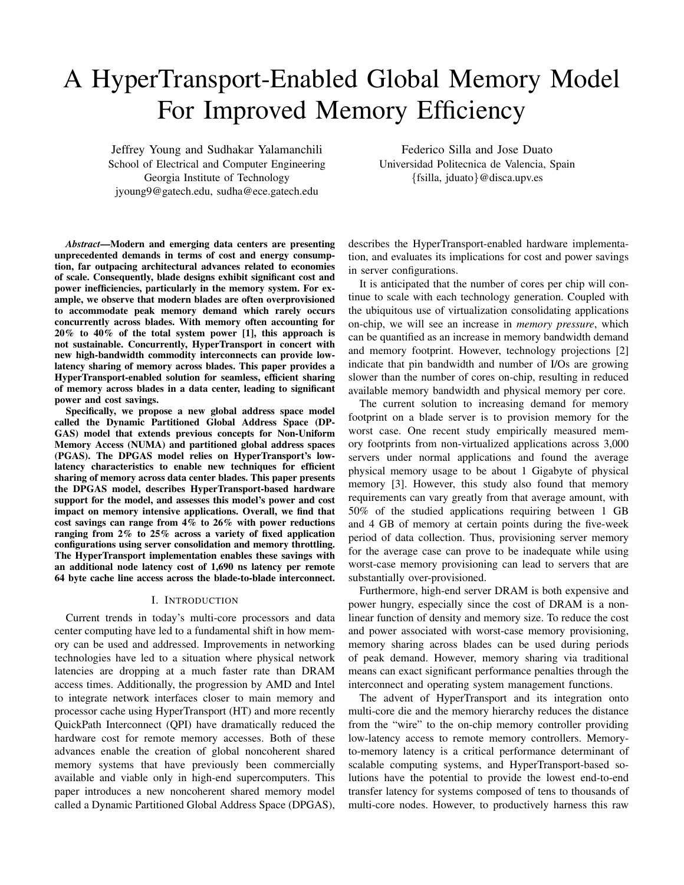# A HyperTransport-Enabled Global Memory Model For Improved Memory Efficiency

Jeffrey Young and Sudhakar Yalamanchili
School of Electrical and Computer Engineering
Georgia Institute of Technology
jyoung9@gatech.edu, sudha@ece.gatech.edu

Federico Silla and Jose Duato
Universidad Politecnica de Valencia, Spain
{fsilla, jduato}@disca.upv.es

***Abstract*—Modern and emerging data centers are presenting unprecedented demands in terms of cost and energy consumption, far outpacing architectural advances related to economies of scale. Consequently, blade designs exhibit significant cost and power inefficiencies, particularly in the memory system. For example, we observe that modern blades are often overprovisioned to accommodate peak memory demand which rarely occurs concurrently across blades. With memory often accounting for 20% to 40% of the total system power [1], this approach is not sustainable. Concurrently, HyperTransport in concert with new high-bandwidth commodity interconnects can provide low-latency sharing of memory across blades. This paper provides a HyperTransport-enabled solution for seamless, efficient sharing of memory across blades in a data center, leading to significant power and cost savings.**

**Specifically, we propose a new global address space model called the Dynamic Partitioned Global Address Space (DPGAS) model that extends previous concepts for Non-Uniform Memory Access (NUMA) and partitioned global address spaces (PGAS). The DPGAS model relies on HyperTransport's low-latency characteristics to enable new techniques for efficient sharing of memory across data center blades. This paper presents the DPGAS model, describes HyperTransport-based hardware support for the model, and assesses this model's power and cost impact on memory intensive applications. Overall, we find that cost savings can range from 4% to 26% with power reductions ranging from 2% to 25% across a variety of fixed application configurations using server consolidation and memory throttling. The HyperTransport implementation enables these savings with an additional node latency cost of 1,690 ns latency per remote 64 byte cache line access across the blade-to-blade interconnect.**

## I. Introduction

Current trends in today's multi-core processors and data center computing have led to a fundamental shift in how memory can be used and addressed. Improvements in networking technologies have led to a situation where physical network latencies are dropping at a much faster rate than DRAM access times. Additionally, the progression by AMD and Intel to integrate network interfaces closer to main memory and processor cache using HyperTransport (HT) and more recently QuickPath Interconnect (QPI) have dramatically reduced the hardware cost for remote memory accesses. Both of these advances enable the creation of global noncoherent shared memory systems that have previously been commercially available and viable only in high-end supercomputers. This paper introduces a new noncoherent shared memory model called a Dynamic Partitioned Global Address Space (DPGAS), describes the HyperTransport-enabled hardware implementation, and evaluates its implications for cost and power savings in server configurations.

It is anticipated that the number of cores per chip will continue to scale with each technology generation. Coupled with the ubiquitous use of virtualization consolidating applications on-chip, we will see an increase in *memory pressure*, which can be quantified as an increase in memory bandwidth demand and memory footprint. However, technology projections [2] indicate that pin bandwidth and number of I/Os are growing slower than the number of cores on-chip, resulting in reduced available memory bandwidth and physical memory per core.

The current solution to increasing demand for memory footprint on a blade server is to provision memory for the worst case. One recent study empirically measured memory footprints from non-virtualized applications across 3,000 servers under normal applications and found the average physical memory usage to be about 1 Gigabyte of physical memory [3]. However, this study also found that memory requirements can vary greatly from that average amount, with 50% of the studied applications requiring between 1 GB and 4 GB of memory at certain points during the five-week period of data collection. Thus, provisioning server memory for the average case can prove to be inadequate while using worst-case memory provisioning can lead to servers that are substantially over-provisioned.

Furthermore, high-end server DRAM is both expensive and power hungry, especially since the cost of DRAM is a non-linear function of density and memory size. To reduce the cost and power associated with worst-case memory provisioning, memory sharing across blades can be used during periods of peak demand. However, memory sharing via traditional means can exact significant performance penalties through the interconnect and operating system management functions.

The advent of HyperTransport and its integration onto multi-core die and the memory hierarchy reduces the distance from the "wire" to the on-chip memory controller providing low-latency access to remote memory controllers. Memory-to-memory latency is a critical performance determinant of scalable computing systems, and HyperTransport-based solutions have the potential to provide the lowest end-to-end transfer latency for systems composed of tens to thousands of multi-core nodes. However, to productively harness this raw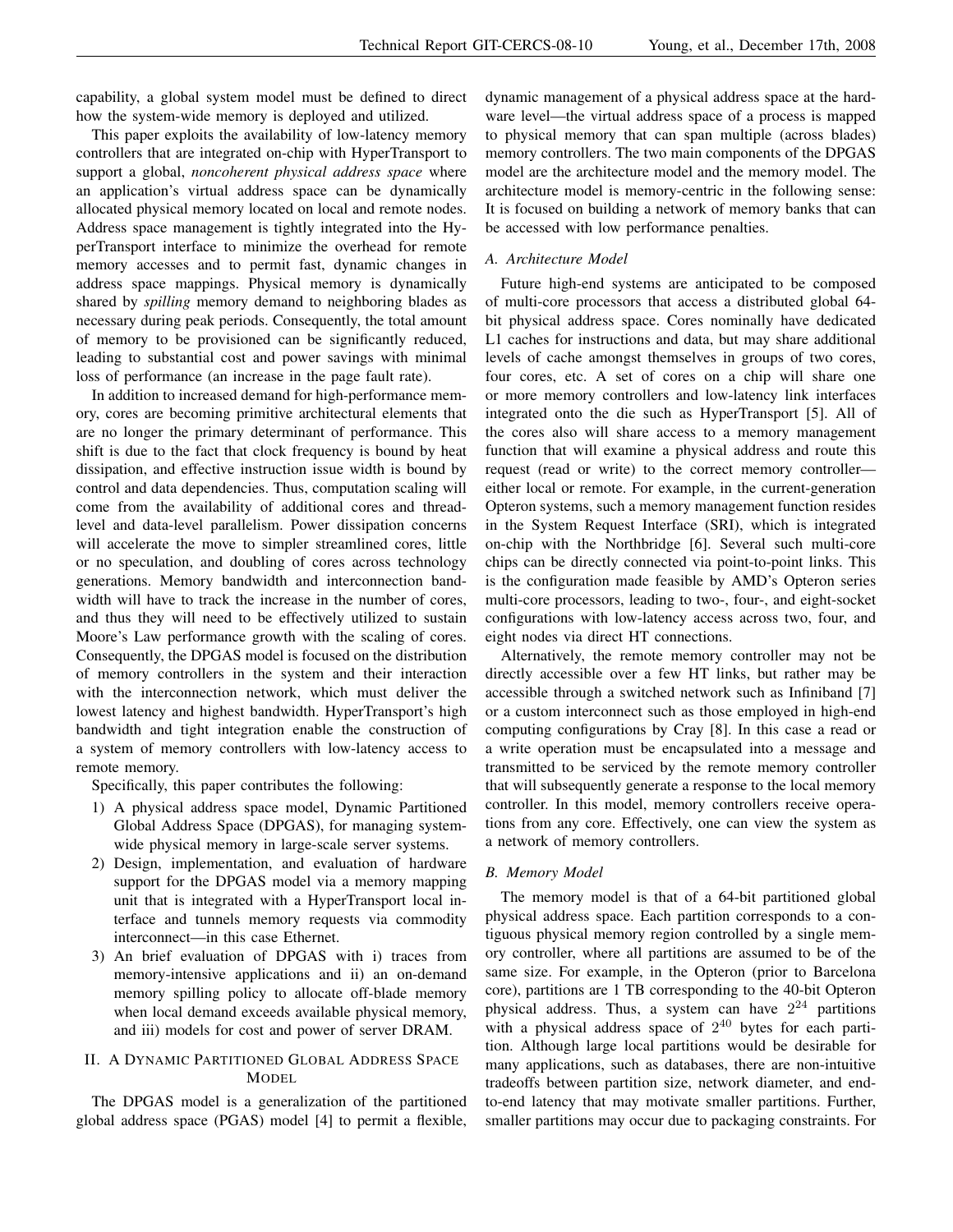capability, a global system model must be defined to direct how the system-wide memory is deployed and utilized.

This paper exploits the availability of low-latency memory controllers that are integrated on-chip with HyperTransport to support a global, *noncoherent physical address space* where an application's virtual address space can be dynamically allocated physical memory located on local and remote nodes. Address space management is tightly integrated into the HyperTransport interface to minimize the overhead for remote memory accesses and to permit fast, dynamic changes in address space mappings. Physical memory is dynamically shared by *spilling* memory demand to neighboring blades as necessary during peak periods. Consequently, the total amount of memory to be provisioned can be significantly reduced, leading to substantial cost and power savings with minimal loss of performance (an increase in the page fault rate).

In addition to increased demand for high-performance memory, cores are becoming primitive architectural elements that are no longer the primary determinant of performance. This shift is due to the fact that clock frequency is bound by heat dissipation, and effective instruction issue width is bound by control and data dependencies. Thus, computation scaling will come from the availability of additional cores and thread-level and data-level parallelism. Power dissipation concerns will accelerate the move to simpler streamlined cores, little or no speculation, and doubling of cores across technology generations. Memory bandwidth and interconnection bandwidth will have to track the increase in the number of cores, and thus they will need to be effectively utilized to sustain Moore's Law performance growth with the scaling of cores. Consequently, the DPGAS model is focused on the distribution of memory controllers in the system and their interaction with the interconnection network, which must deliver the lowest latency and highest bandwidth. HyperTransport's high bandwidth and tight integration enable the construction of a system of memory controllers with low-latency access to remote memory.

Specifically, this paper contributes the following:

1) A physical address space model, Dynamic Partitioned Global Address Space (DPGAS), for managing system-wide physical memory in large-scale server systems.
2) Design, implementation, and evaluation of hardware support for the DPGAS model via a memory mapping unit that is integrated with a HyperTransport local interface and tunnels memory requests via commodity interconnect—in this case Ethernet.
3) An brief evaluation of DPGAS with i) traces from memory-intensive applications and ii) an on-demand memory spilling policy to allocate off-blade memory when local demand exceeds available physical memory, and iii) models for cost and power of server DRAM.

## II. A Dynamic Partitioned Global Address Space Model

The DPGAS model is a generalization of the partitioned global address space (PGAS) model [4] to permit a flexible, dynamic management of a physical address space at the hardware level—the virtual address space of a process is mapped to physical memory that can span multiple (across blades) memory controllers. The two main components of the DPGAS model are the architecture model and the memory model. The architecture model is memory-centric in the following sense: It is focused on building a network of memory banks that can be accessed with low performance penalties.

### A. Architecture Model

Future high-end systems are anticipated to be composed of multi-core processors that access a distributed global 64-bit physical address space. Cores nominally have dedicated L1 caches for instructions and data, but may share additional levels of cache amongst themselves in groups of two cores, four cores, etc. A set of cores on a chip will share one or more memory controllers and low-latency link interfaces integrated onto the die such as HyperTransport [5]. All of the cores also will share access to a memory management function that will examine a physical address and route this request (read or write) to the correct memory controller—either local or remote. For example, in the current-generation Opteron systems, such a memory management function resides in the System Request Interface (SRI), which is integrated on-chip with the Northbridge [6]. Several such multi-core chips can be directly connected via point-to-point links. This is the configuration made feasible by AMD's Opteron series multi-core processors, leading to two-, four-, and eight-socket configurations with low-latency access across two, four, and eight nodes via direct HT connections.

Alternatively, the remote memory controller may not be directly accessible over a few HT links, but rather may be accessible through a switched network such as Infiniband [7] or a custom interconnect such as those employed in high-end computing configurations by Cray [8]. In this case a read or a write operation must be encapsulated into a message and transmitted to be serviced by the remote memory controller that will subsequently generate a response to the local memory controller. In this model, memory controllers receive operations from any core. Effectively, one can view the system as a network of memory controllers.

### B. Memory Model

The memory model is that of a 64-bit partitioned global physical address space. Each partition corresponds to a contiguous physical memory region controlled by a single memory controller, where all partitions are assumed to be of the same size. For example, in the Opteron (prior to Barcelona core), partitions are 1 TB corresponding to the 40-bit Opteron physical address. Thus, a system can have $2^{24}$ partitions with a physical address space of $2^{40}$ bytes for each partition. Although large local partitions would be desirable for many applications, such as databases, there are non-intuitive tradeoffs between partition size, network diameter, and end-to-end latency that may motivate smaller partitions. Further, smaller partitions may occur due to packaging constraints. For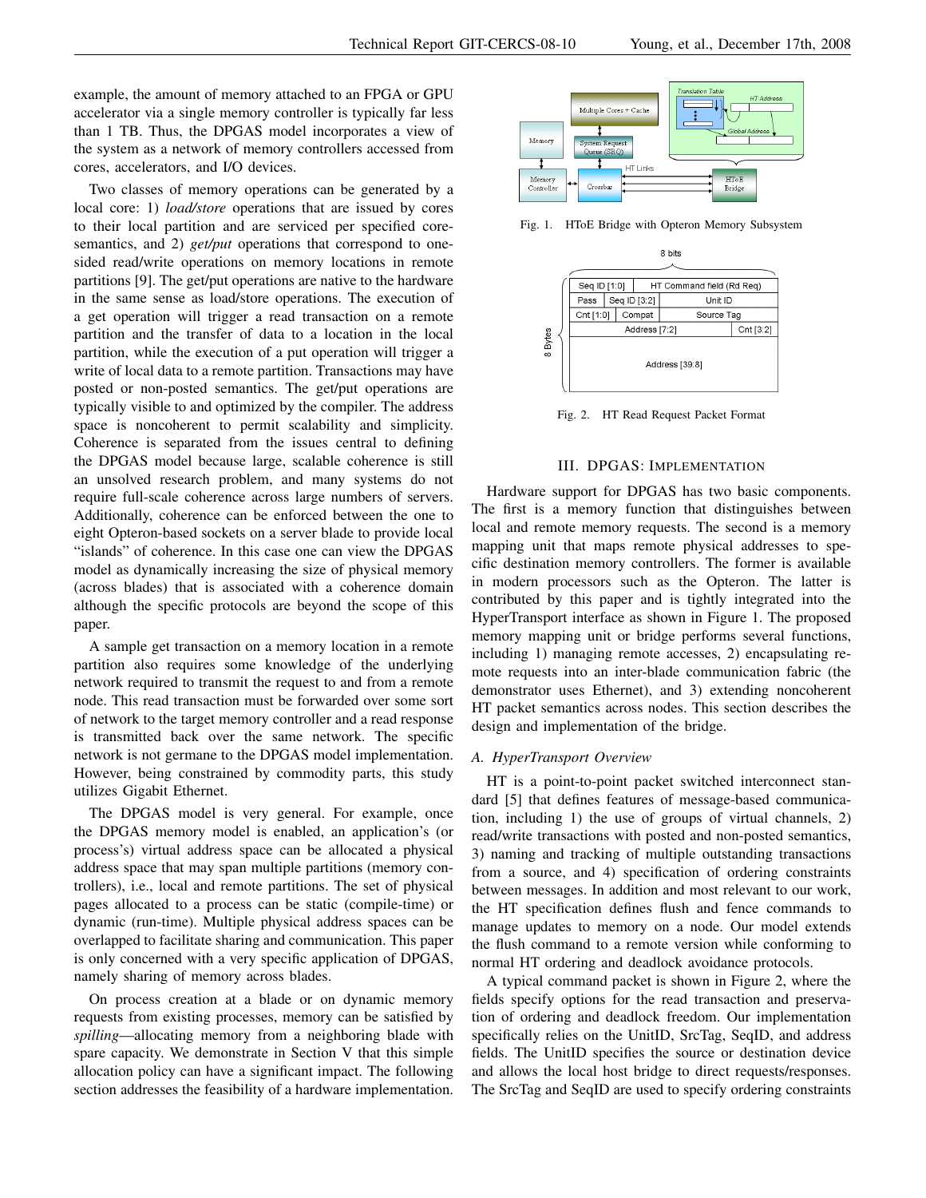example, the amount of memory attached to an FPGA or GPU accelerator via a single memory controller is typically far less than 1 TB. Thus, the DPGAS model incorporates a view of the system as a network of memory controllers accessed from cores, accelerators, and I/O devices.

Two classes of memory operations can be generated by a local core: 1) *load/store* operations that are issued by cores to their local partition and are serviced per specified core-semantics, and 2) *get/put* operations that correspond to one-sided read/write operations on memory locations in remote partitions [9]. The get/put operations are native to the hardware in the same sense as load/store operations. The execution of a get operation will trigger a read transaction on a remote partition and the transfer of data to a location in the local partition, while the execution of a put operation will trigger a write of local data to a remote partition. Transactions may have posted or non-posted semantics. The get/put operations are typically visible to and optimized by the compiler. The address space is noncoherent to permit scalability and simplicity. Coherence is separated from the issues central to defining the DPGAS model because large, scalable coherence is still an unsolved research problem, and many systems do not require full-scale coherence across large numbers of servers. Additionally, coherence can be enforced between the one to eight Opteron-based sockets on a server blade to provide local "islands" of coherence. In this case one can view the DPGAS model as dynamically increasing the size of physical memory (across blades) that is associated with a coherence domain although the specific protocols are beyond the scope of this paper.

A sample get transaction on a memory location in a remote partition also requires some knowledge of the underlying network required to transmit the request to and from a remote node. This read transaction must be forwarded over some sort of network to the target memory controller and a read response is transmitted back over the same network. The specific network is not germane to the DPGAS model implementation. However, being constrained by commodity parts, this study utilizes Gigabit Ethernet.

The DPGAS model is very general. For example, once the DPGAS memory model is enabled, an application's (or process's) virtual address space can be allocated a physical address space that may span multiple partitions (memory controllers), i.e., local and remote partitions. The set of physical pages allocated to a process can be static (compile-time) or dynamic (run-time). Multiple physical address spaces can be overlapped to facilitate sharing and communication. This paper is only concerned with a very specific application of DPGAS, namely sharing of memory across blades.

On process creation at a blade or on dynamic memory requests from existing processes, memory can be satisfied by *spilling*—allocating memory from a neighboring blade with spare capacity. We demonstrate in Section V that this simple allocation policy can have a significant impact. The following section addresses the feasibility of a hardware implementation.

Fig. 1. HToE Bridge with Opteron Memory Subsystem

| Seq ID [1:0] | | HT Command field (Rd Req) | |
|---|---|---|---|
| Pass | Seq ID [3:2] | Unit ID | |
| Cnt [1:0] | Compat | Source Tag | |
| Address [7:2] | | | Cnt [3:2] |
| Address [39:8] | | | |

Fig. 2. HT Read Request Packet Format

## III. DPGAS: Implementation

Hardware support for DPGAS has two basic components. The first is a memory function that distinguishes between local and remote memory requests. The second is a memory mapping unit that maps remote physical addresses to specific destination memory controllers. The former is available in modern processors such as the Opteron. The latter is contributed by this paper and is tightly integrated into the HyperTransport interface as shown in Figure 1. The proposed memory mapping unit or bridge performs several functions, including 1) managing remote accesses, 2) encapsulating remote requests into an inter-blade communication fabric (the demonstrator uses Ethernet), and 3) extending noncoherent HT packet semantics across nodes. This section describes the design and implementation of the bridge.

### A. HyperTransport Overview

HT is a point-to-point packet switched interconnect standard [5] that defines features of message-based communication, including 1) the use of groups of virtual channels, 2) read/write transactions with posted and non-posted semantics, 3) naming and tracking of multiple outstanding transactions from a source, and 4) specification of ordering constraints between messages. In addition and most relevant to our work, the HT specification defines flush and fence commands to manage updates to memory on a node. Our model extends the flush command to a remote version while conforming to normal HT ordering and deadlock avoidance protocols.

A typical command packet is shown in Figure 2, where the fields specify options for the read transaction and preservation of ordering and deadlock freedom. Our implementation specifically relies on the UnitID, SrcTag, SeqID, and address fields. The UnitID specifies the source or destination device and allows the local host bridge to direct requests/responses. The SrcTag and SeqID are used to specify ordering constraints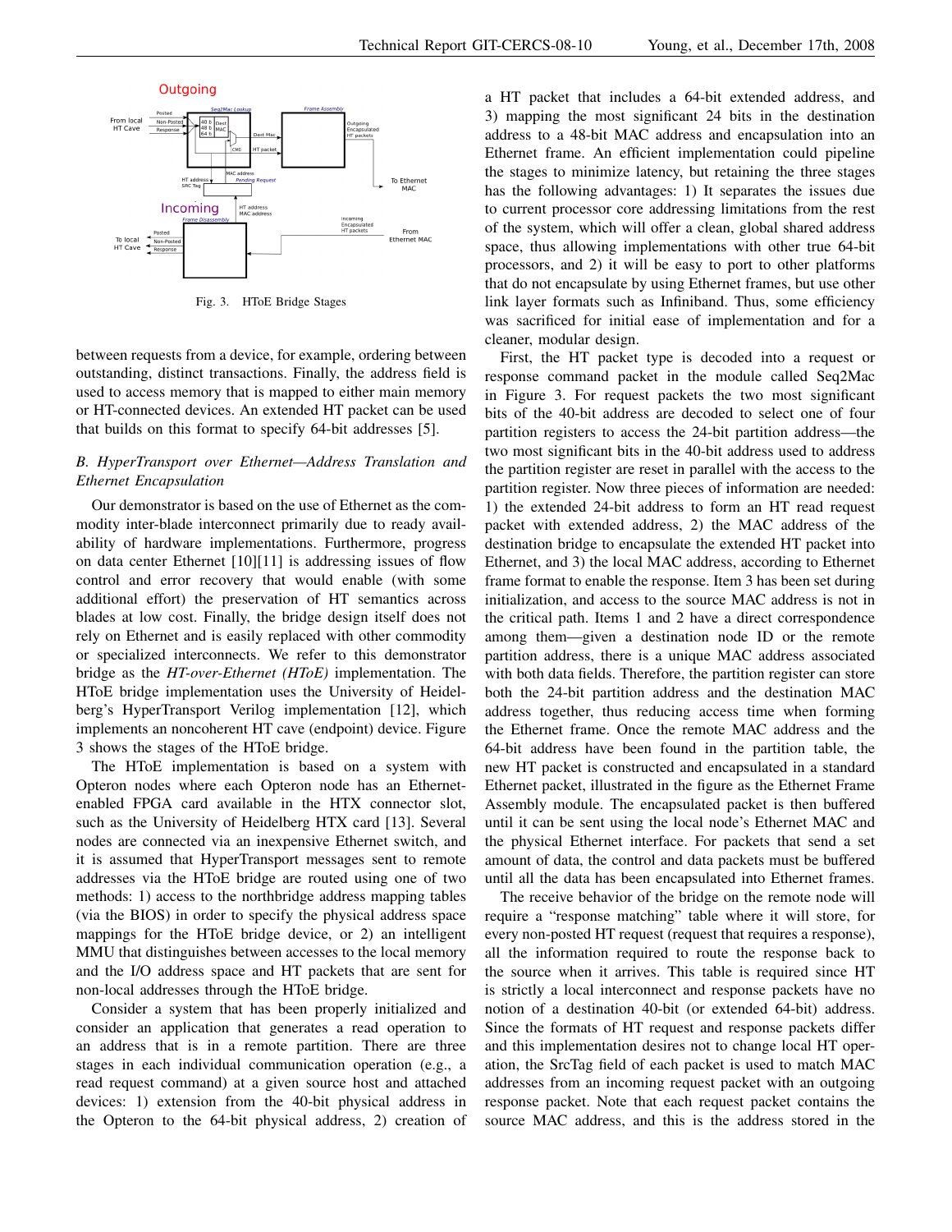Fig. 3. HToE Bridge Stages

between requests from a device, for example, ordering between outstanding, distinct transactions. Finally, the address field is used to access memory that is mapped to either main memory or HT-connected devices. An extended HT packet can be used that builds on this format to specify 64-bit addresses [5].

### B. HyperTransport over Ethernet—Address Translation and Ethernet Encapsulation

Our demonstrator is based on the use of Ethernet as the commodity inter-blade interconnect primarily due to ready availability of hardware implementations. Furthermore, progress on data center Ethernet [10][11] is addressing issues of flow control and error recovery that would enable (with some additional effort) the preservation of HT semantics across blades at low cost. Finally, the bridge design itself does not rely on Ethernet and is easily replaced with other commodity or specialized interconnects. We refer to this demonstrator bridge as the *HT-over-Ethernet (HToE)* implementation. The HToE bridge implementation uses the University of Heidelberg's HyperTransport Verilog implementation [12], which implements an noncoherent HT cave (endpoint) device. Figure 3 shows the stages of the HToE bridge.

The HToE implementation is based on a system with Opteron nodes where each Opteron node has an Ethernet-enabled FPGA card available in the HTX connector slot, such as the University of Heidelberg HTX card [13]. Several nodes are connected via an inexpensive Ethernet switch, and it is assumed that HyperTransport messages sent to remote addresses via the HToE bridge are routed using one of two methods: 1) access to the northbridge address mapping tables (via the BIOS) in order to specify the physical address space mappings for the HToE bridge device, or 2) an intelligent MMU that distinguishes between accesses to the local memory and the I/O address space and HT packets that are sent for non-local addresses through the HToE bridge.

Consider a system that has been properly initialized and consider an application that generates a read operation to an address that is in a remote partition. There are three stages in each individual communication operation (e.g., a read request command) at a given source host and attached devices: 1) extension from the 40-bit physical address in the Opteron to the 64-bit physical address, 2) creation of a HT packet that includes a 64-bit extended address, and 3) mapping the most significant 24 bits in the destination address to a 48-bit MAC address and encapsulation into an Ethernet frame. An efficient implementation could pipeline the stages to minimize latency, but retaining the three stages has the following advantages: 1) It separates the issues due to current processor core addressing limitations from the rest of the system, which will offer a clean, global shared address space, thus allowing implementations with other true 64-bit processors, and 2) it will be easy to port to other platforms that do not encapsulate by using Ethernet frames, but use other link layer formats such as Infiniband. Thus, some efficiency was sacrificed for initial ease of implementation and for a cleaner, modular design.

First, the HT packet type is decoded into a request or response command packet in the module called Seq2Mac in Figure 3. For request packets the two most significant bits of the 40-bit address are decoded to select one of four partition registers to access the 24-bit partition address—the two most significant bits in the 40-bit address used to address the partition register are reset in parallel with the access to the partition register. Now three pieces of information are needed: 1) the extended 24-bit address to form an HT read request packet with extended address, 2) the MAC address of the destination bridge to encapsulate the extended HT packet into Ethernet, and 3) the local MAC address, according to Ethernet frame format to enable the response. Item 3 has been set during initialization, and access to the source MAC address is not in the critical path. Items 1 and 2 have a direct correspondence among them—given a destination node ID or the remote partition address, there is a unique MAC address associated with both data fields. Therefore, the partition register can store both the 24-bit partition address and the destination MAC address together, thus reducing access time when forming the Ethernet frame. Once the remote MAC address and the 64-bit address have been found in the partition table, the new HT packet is constructed and encapsulated in a standard Ethernet packet, illustrated in the figure as the Ethernet Frame Assembly module. The encapsulated packet is then buffered until it can be sent using the local node's Ethernet MAC and the physical Ethernet interface. For packets that send a set amount of data, the control and data packets must be buffered until all the data has been encapsulated into Ethernet frames.

The receive behavior of the bridge on the remote node will require a "response matching" table where it will store, for every non-posted HT request (request that requires a response), all the information required to route the response back to the source when it arrives. This table is required since HT is strictly a local interconnect and response packets have no notion of a destination 40-bit (or extended 64-bit) address. Since the formats of HT request and response packets differ and this implementation desires not to change local HT operation, the SrcTag field of each packet is used to match MAC addresses from an incoming request packet with an outgoing response packet. Note that each request packet contains the source MAC address, and this is the address stored in the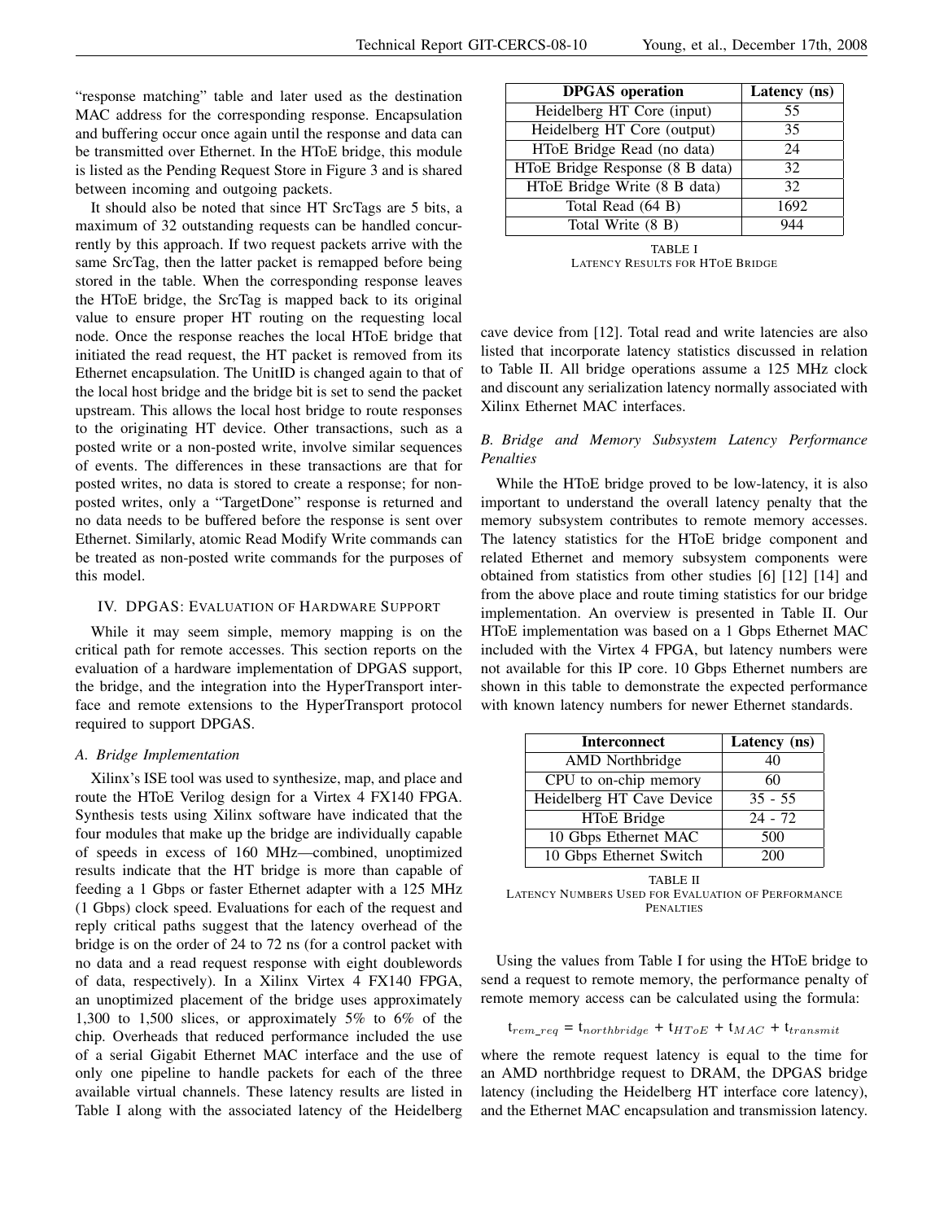"response matching" table and later used as the destination MAC address for the corresponding response. Encapsulation and buffering occur once again until the response and data can be transmitted over Ethernet. In the HToE bridge, this module is listed as the Pending Request Store in Figure 3 and is shared between incoming and outgoing packets.

It should also be noted that since HT SrcTags are 5 bits, a maximum of 32 outstanding requests can be handled concurrently by this approach. If two request packets arrive with the same SrcTag, then the latter packet is remapped before being stored in the table. When the corresponding response leaves the HToE bridge, the SrcTag is mapped back to its original value to ensure proper HT routing on the requesting local node. Once the response reaches the local HToE bridge that initiated the read request, the HT packet is removed from its Ethernet encapsulation. The UnitID is changed again to that of the local host bridge and the bridge bit is set to send the packet upstream. This allows the local host bridge to route responses to the originating HT device. Other transactions, such as a posted write or a non-posted write, involve similar sequences of events. The differences in these transactions are that for posted writes, no data is stored to create a response; for non-posted writes, only a "TargetDone" response is returned and no data needs to be buffered before the response is sent over Ethernet. Similarly, atomic Read Modify Write commands can be treated as non-posted write commands for the purposes of this model.

## IV. DPGAS: Evaluation of Hardware Support

While it may seem simple, memory mapping is on the critical path for remote accesses. This section reports on the evaluation of a hardware implementation of DPGAS support, the bridge, and the integration into the HyperTransport interface and remote extensions to the HyperTransport protocol required to support DPGAS.

### *A. Bridge Implementation*

Xilinx's ISE tool was used to synthesize, map, and place and route the HToE Verilog design for a Virtex 4 FX140 FPGA. Synthesis tests using Xilinx software have indicated that the four modules that make up the bridge are individually capable of speeds in excess of 160 MHz—combined, unoptimized results indicate that the HT bridge is more than capable of feeding a 1 Gbps or faster Ethernet adapter with a 125 MHz (1 Gbps) clock speed. Evaluations for each of the request and reply critical paths suggest that the latency overhead of the bridge is on the order of 24 to 72 ns (for a control packet with no data and a read request response with eight doublewords of data, respectively). In a Xilinx Virtex 4 FX140 FPGA, an unoptimized placement of the bridge uses approximately 1,300 to 1,500 slices, or approximately 5% to 6% of the chip. Overheads that reduced performance included the use of a serial Gigabit Ethernet MAC interface and the use of only one pipeline to handle packets for each of the three available virtual channels. These latency results are listed in Table I along with the associated latency of the Heidelberg cave device from [12]. Total read and write latencies are also listed that incorporate latency statistics discussed in relation to Table II. All bridge operations assume a 125 MHz clock and discount any serialization latency normally associated with Xilinx Ethernet MAC interfaces.

| DPGAS operation | Latency (ns) |
|---|---|
| Heidelberg HT Core (input) | 55 |
| Heidelberg HT Core (output) | 35 |
| HToE Bridge Read (no data) | 24 |
| HToE Bridge Response (8 B data) | 32 |
| HToE Bridge Write (8 B data) | 32 |
| Total Read (64 B) | 1692 |
| Total Write (8 B) | 944 |

TABLE I
Latency Results for HToE Bridge

### *B. Bridge and Memory Subsystem Latency Performance Penalties*

While the HToE bridge proved to be low-latency, it is also important to understand the overall latency penalty that the memory subsystem contributes to remote memory accesses. The latency statistics for the HToE bridge component and related Ethernet and memory subsystem components were obtained from statistics from other studies [6] [12] [14] and from the above place and route timing statistics for our bridge implementation. An overview is presented in Table II. Our HToE implementation was based on a 1 Gbps Ethernet MAC included with the Virtex 4 FPGA, but latency numbers were not available for this IP core. 10 Gbps Ethernet numbers are shown in this table to demonstrate the expected performance with known latency numbers for newer Ethernet standards.

| Interconnect | Latency (ns) |
|---|---|
| AMD Northbridge | 40 |
| CPU to on-chip memory | 60 |
| Heidelberg HT Cave Device | 35 - 55 |
| HToE Bridge | 24 - 72 |
| 10 Gbps Ethernet MAC | 500 |
| 10 Gbps Ethernet Switch | 200 |

TABLE II
Latency Numbers Used for Evaluation of Performance Penalties

Using the values from Table I for using the HToE bridge to send a request to remote memory, the performance penalty of remote memory access can be calculated using the formula:

$$t_{rem\_req} = t_{northbridge} + t_{HToE} + t_{MAC} + t_{transmit}$$

where the remote request latency is equal to the time for an AMD northbridge request to DRAM, the DPGAS bridge latency (including the Heidelberg HT interface core latency), and the Ethernet MAC encapsulation and transmission latency.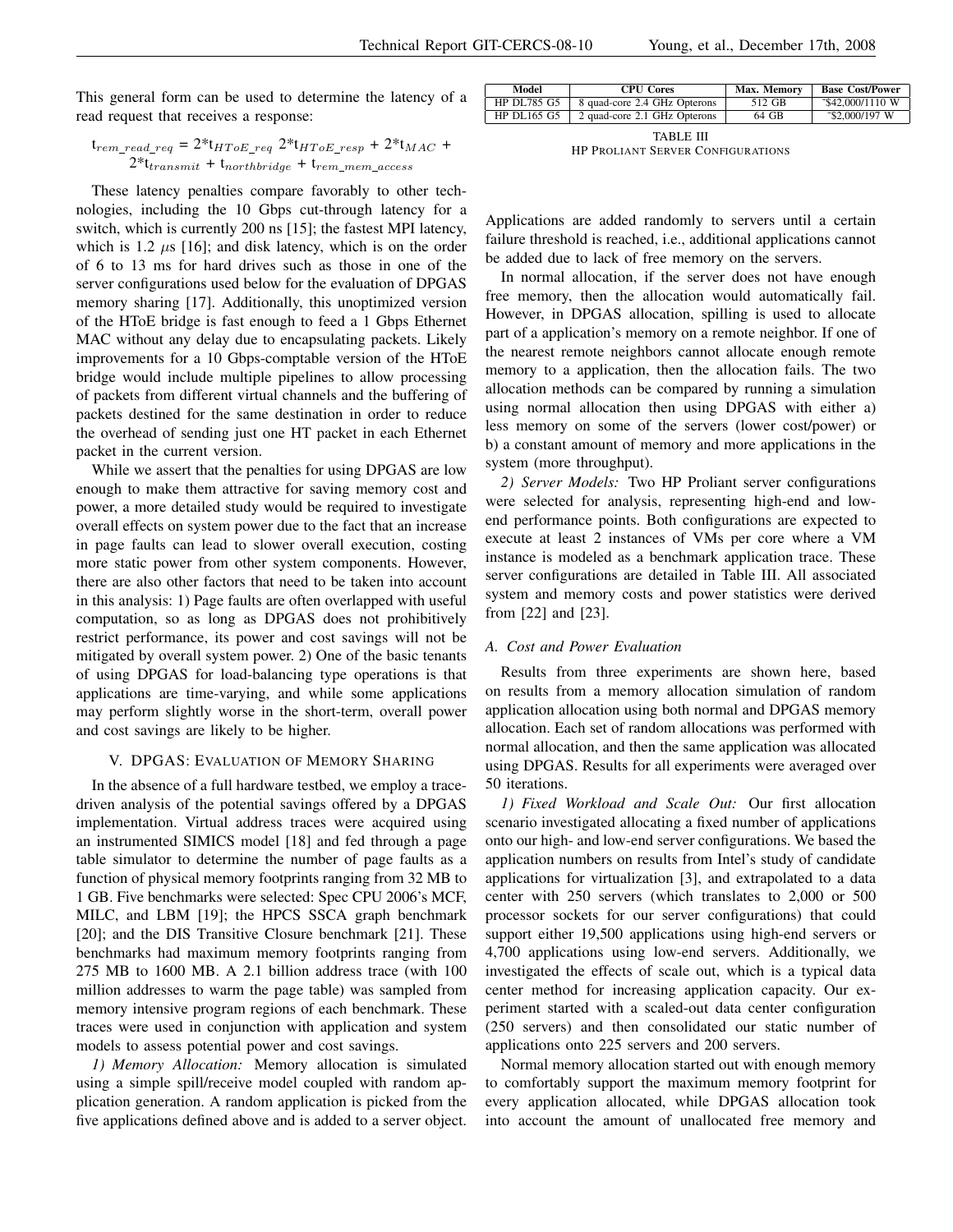This general form can be used to determine the latency of a read request that receives a response:

$$t_{rem\_read\_req} = 2*t_{HToE\_req}\ 2*t_{HToE\_resp} + 2*t_{MAC} + 2*t_{transmit} + t_{northbridge} + t_{rem\_mem\_access}$$

These latency penalties compare favorably to other technologies, including the 10 Gbps cut-through latency for a switch, which is currently 200 ns [15]; the fastest MPI latency, which is 1.2 $\mu$s [16]; and disk latency, which is on the order of 6 to 13 ms for hard drives such as those in one of the server configurations used below for the evaluation of DPGAS memory sharing [17]. Additionally, this unoptimized version of the HToE bridge is fast enough to feed a 1 Gbps Ethernet MAC without any delay due to encapsulating packets. Likely improvements for a 10 Gbps-comptable version of the HToE bridge would include multiple pipelines to allow processing of packets from different virtual channels and the buffering of packets destined for the same destination in order to reduce the overhead of sending just one HT packet in each Ethernet packet in the current version.

While we assert that the penalties for using DPGAS are low enough to make them attractive for saving memory cost and power, a more detailed study would be required to investigate overall effects on system power due to the fact that an increase in page faults can lead to slower overall execution, costing more static power from other system components. However, there are also other factors that need to be taken into account in this analysis: 1) Page faults are often overlapped with useful computation, so as long as DPGAS does not prohibitively restrict performance, its power and cost savings will not be mitigated by overall system power. 2) One of the basic tenants of using DPGAS for load-balancing type operations is that applications are time-varying, and while some applications may perform slightly worse in the short-term, overall power and cost savings are likely to be higher.

## V. DPGAS: Evaluation of Memory Sharing

In the absence of a full hardware testbed, we employ a trace-driven analysis of the potential savings offered by a DPGAS implementation. Virtual address traces were acquired using an instrumented SIMICS model [18] and fed through a page table simulator to determine the number of page faults as a function of physical memory footprints ranging from 32 MB to 1 GB. Five benchmarks were selected: Spec CPU 2006's MCF, MILC, and LBM [19]; the HPCS SSCA graph benchmark [20]; and the DIS Transitive Closure benchmark [21]. These benchmarks had maximum memory footprints ranging from 275 MB to 1600 MB. A 2.1 billion address trace (with 100 million addresses to warm the page table) was sampled from memory intensive program regions of each benchmark. These traces were used in conjunction with application and system models to assess potential power and cost savings.

*1) Memory Allocation:* Memory allocation is simulated using a simple spill/receive model coupled with random application generation. A random application is picked from the five applications defined above and is added to a server object. Applications are added randomly to servers until a certain failure threshold is reached, i.e., additional applications cannot be added due to lack of free memory on the servers.

| Model | CPU Cores | Max. Memory | Base Cost/Power |
|---|---|---|---|
| HP DL785 G5 | 8 quad-core 2.4 GHz Opterons | 512 GB | ~$42,000/1110 W |
| HP DL165 G5 | 2 quad-core 2.1 GHz Opterons | 64 GB | ~$2,000/197 W |

TABLE III
HP Proliant Server Configurations

In normal allocation, if the server does not have enough free memory, then the allocation would automatically fail. However, in DPGAS allocation, spilling is used to allocate part of a application's memory on a remote neighbor. If one of the nearest remote neighbors cannot allocate enough remote memory to a application, then the allocation fails. The two allocation methods can be compared by running a simulation using normal allocation then using DPGAS with either a) less memory on some of the servers (lower cost/power) or b) a constant amount of memory and more applications in the system (more throughput).

*2) Server Models:* Two HP Proliant server configurations were selected for analysis, representing high-end and low-end performance points. Both configurations are expected to execute at least 2 instances of VMs per core where a VM instance is modeled as a benchmark application trace. These server configurations are detailed in Table III. All associated system and memory costs and power statistics were derived from [22] and [23].

### A. Cost and Power Evaluation

Results from three experiments are shown here, based on results from a memory allocation simulation of random application allocation using both normal and DPGAS memory allocation. Each set of random allocations was performed with normal allocation, and then the same application was allocated using DPGAS. Results for all experiments were averaged over 50 iterations.

*1) Fixed Workload and Scale Out:* Our first allocation scenario investigated allocating a fixed number of applications onto our high- and low-end server configurations. We based the application numbers on results from Intel's study of candidate applications for virtualization [3], and extrapolated to a data center with 250 servers (which translates to 2,000 or 500 processor sockets for our server configurations) that could support either 19,500 applications using high-end servers or 4,700 applications using low-end servers. Additionally, we investigated the effects of scale out, which is a typical data center method for increasing application capacity. Our experiment started with a scaled-out data center configuration (250 servers) and then consolidated our static number of applications onto 225 servers and 200 servers.

Normal memory allocation started out with enough memory to comfortably support the maximum memory footprint for every application allocated, while DPGAS allocation took into account the amount of unallocated free memory and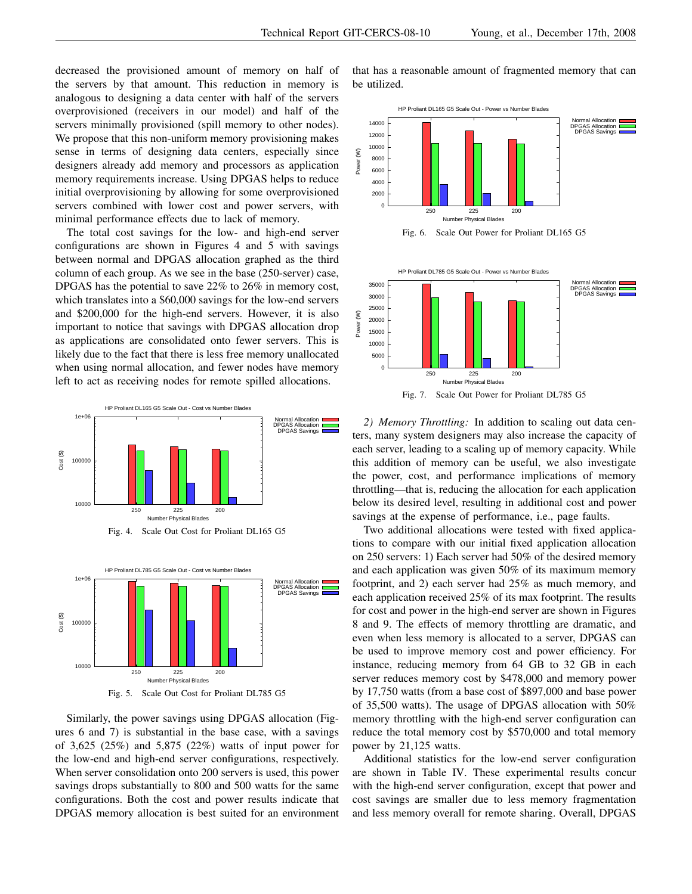decreased the provisioned amount of memory on half of the servers by that amount. This reduction in memory is analogous to designing a data center with half of the servers overprovisioned (receivers in our model) and half of the servers minimally provisioned (spill memory to other nodes). We propose that this non-uniform memory provisioning makes sense in terms of designing data centers, especially since designers already add memory and processors as application memory requirements increase. Using DPGAS helps to reduce initial overprovisioning by allowing for some overprovisioned servers combined with lower cost and power servers, with minimal performance effects due to lack of memory.

The total cost savings for the low- and high-end server configurations are shown in Figures 4 and 5 with savings between normal and DPGAS allocation graphed as the third column of each group. As we see in the base (250-server) case, DPGAS has the potential to save 22% to 26% in memory cost, which translates into a \$60,000 savings for the low-end servers and \$200,000 for the high-end servers. However, it is also important to notice that savings with DPGAS allocation drop as applications are consolidated onto fewer servers. This is likely due to the fact that there is less free memory unallocated when using normal allocation, and fewer nodes have memory left to act as receiving nodes for remote spilled allocations.

Fig. 4. Scale Out Cost for Proliant DL165 G5

Fig. 5. Scale Out Cost for Proliant DL785 G5

Similarly, the power savings using DPGAS allocation (Figures 6 and 7) is substantial in the base case, with a savings of 3,625 (25%) and 5,875 (22%) watts of input power for the low-end and high-end server configurations, respectively. When server consolidation onto 200 servers is used, this power savings drops substantially to 800 and 500 watts for the same configurations. Both the cost and power results indicate that DPGAS memory allocation is best suited for an environment that has a reasonable amount of fragmented memory that can be utilized.

Fig. 6. Scale Out Power for Proliant DL165 G5

Fig. 7. Scale Out Power for Proliant DL785 G5

*2) Memory Throttling:* In addition to scaling out data centers, many system designers may also increase the capacity of each server, leading to a scaling up of memory capacity. While this addition of memory can be useful, we also investigate the power, cost, and performance implications of memory throttling—that is, reducing the allocation for each application below its desired level, resulting in additional cost and power savings at the expense of performance, i.e., page faults.

Two additional allocations were tested with fixed applications to compare with our initial fixed application allocation on 250 servers: 1) Each server had 50% of the desired memory and each application was given 50% of its maximum memory footprint, and 2) each server had 25% as much memory, and each application received 25% of its max footprint. The results for cost and power in the high-end server are shown in Figures 8 and 9. The effects of memory throttling are dramatic, and even when less memory is allocated to a server, DPGAS can be used to improve memory cost and power efficiency. For instance, reducing memory from 64 GB to 32 GB in each server reduces memory cost by \$478,000 and memory power by 17,750 watts (from a base cost of \$897,000 and base power of 35,500 watts). The usage of DPGAS allocation with 50% memory throttling with the high-end server configuration can reduce the total memory cost by \$570,000 and total memory power by 21,125 watts.

Additional statistics for the low-end server configuration are shown in Table IV. These experimental results concur with the high-end server configuration, except that power and cost savings are smaller due to less memory fragmentation and less memory overall for remote sharing. Overall, DPGAS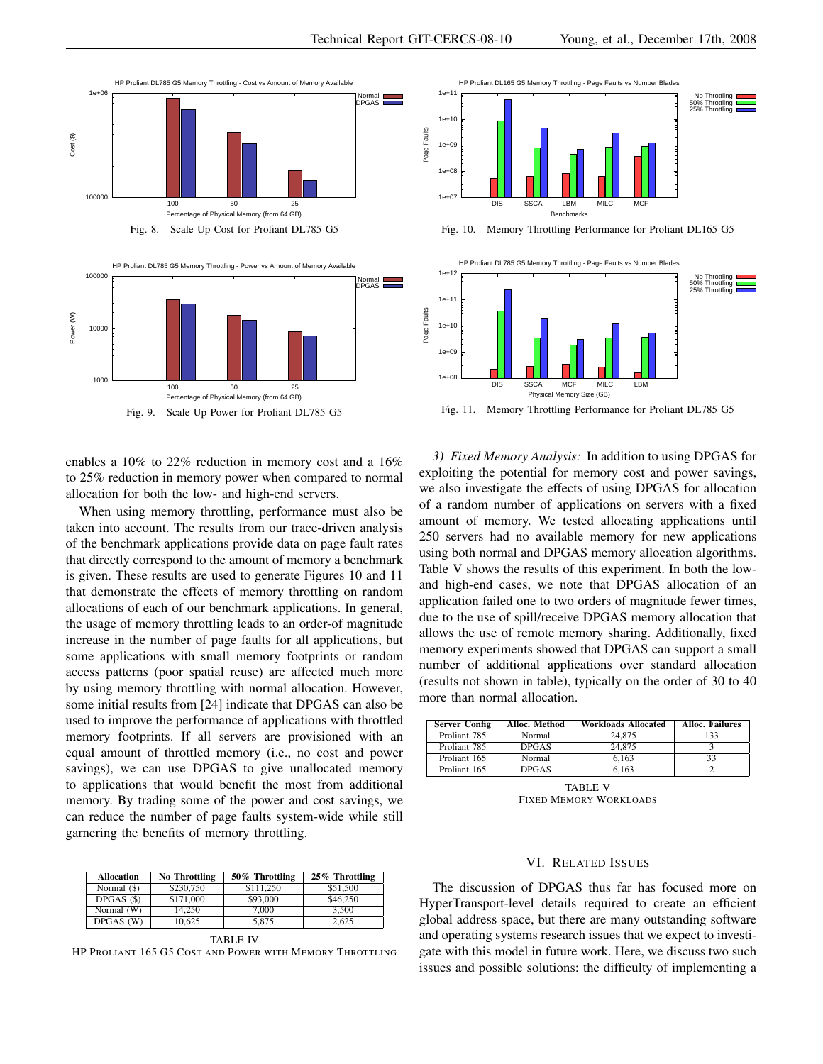Fig. 8. Scale Up Cost for Proliant DL785 G5

Fig. 9. Scale Up Power for Proliant DL785 G5

Fig. 10. Memory Throttling Performance for Proliant DL165 G5

Fig. 11. Memory Throttling Performance for Proliant DL785 G5

enables a 10% to 22% reduction in memory cost and a 16% to 25% reduction in memory power when compared to normal allocation for both the low- and high-end servers.

When using memory throttling, performance must also be taken into account. The results from our trace-driven analysis of the benchmark applications provide data on page fault rates that directly correspond to the amount of memory a benchmark is given. These results are used to generate Figures 10 and 11 that demonstrate the effects of memory throttling on random allocations of each of our benchmark applications. In general, the usage of memory throttling leads to an order-of magnitude increase in the number of page faults for all applications, but some applications with small memory footprints or random access patterns (poor spatial reuse) are affected much more by using memory throttling with normal allocation. However, some initial results from [24] indicate that DPGAS can also be used to improve the performance of applications with throttled memory footprints. If all servers are provisioned with an equal amount of throttled memory (i.e., no cost and power savings), we can use DPGAS to give unallocated memory to applications that would benefit the most from additional memory. By trading some of the power and cost savings, we can reduce the number of page faults system-wide while still garnering the benefits of memory throttling.

| Allocation | No Throttling | 50% Throttling | 25% Throttling |
|---|---|---|---|
| Normal ($) | $230,750 | $111,250 | $51,500 |
| DPGAS ($) | $171,000 | $93,000 | $46,250 |
| Normal (W) | 14,250 | 7,000 | 3,500 |
| DPGAS (W) | 10,625 | 5,875 | 2,625 |

TABLE IV
HP PROLIANT 165 G5 COST AND POWER WITH MEMORY THROTTLING

*3) Fixed Memory Analysis:* In addition to using DPGAS for exploiting the potential for memory cost and power savings, we also investigate the effects of using DPGAS for allocation of a random number of applications on servers with a fixed amount of memory. We tested allocating applications until 250 servers had no available memory for new applications using both normal and DPGAS memory allocation algorithms. Table V shows the results of this experiment. In both the low- and high-end cases, we note that DPGAS allocation of an application failed one to two orders of magnitude fewer times, due to the use of spill/receive DPGAS memory allocation that allows the use of remote memory sharing. Additionally, fixed memory experiments showed that DPGAS can support a small number of additional applications over standard allocation (results not shown in table), typically on the order of 30 to 40 more than normal allocation.

| Server Config | Alloc. Method | Workloads Allocated | Alloc. Failures |
|---|---|---|---|
| Proliant 785 | Normal | 24,875 | 133 |
| Proliant 785 | DPGAS | 24,875 | 3 |
| Proliant 165 | Normal | 6,163 | 33 |
| Proliant 165 | DPGAS | 6,163 | 2 |

TABLE V
FIXED MEMORY WORKLOADS

## VI. RELATED ISSUES

The discussion of DPGAS thus far has focused more on HyperTransport-level details required to create an efficient global address space, but there are many outstanding software and operating systems research issues that we expect to investigate with this model in future work. Here, we discuss two such issues and possible solutions: the difficulty of implementing a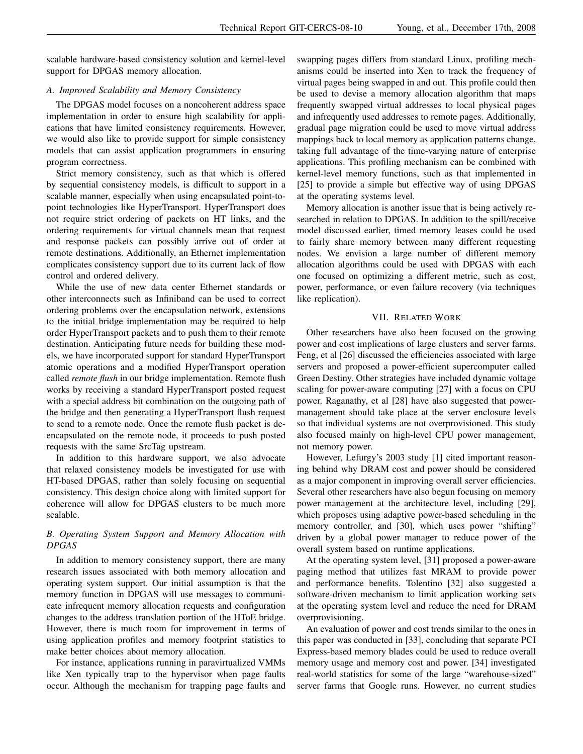scalable hardware-based consistency solution and kernel-level support for DPGAS memory allocation.

### A. Improved Scalability and Memory Consistency

The DPGAS model focuses on a noncoherent address space implementation in order to ensure high scalability for applications that have limited consistency requirements. However, we would also like to provide support for simple consistency models that can assist application programmers in ensuring program correctness.

Strict memory consistency, such as that which is offered by sequential consistency models, is difficult to support in a scalable manner, especially when using encapsulated point-to-point technologies like HyperTransport. HyperTransport does not require strict ordering of packets on HT links, and the ordering requirements for virtual channels mean that request and response packets can possibly arrive out of order at remote destinations. Additionally, an Ethernet implementation complicates consistency support due to its current lack of flow control and ordered delivery.

While the use of new data center Ethernet standards or other interconnects such as Infiniband can be used to correct ordering problems over the encapsulation network, extensions to the initial bridge implementation may be required to help order HyperTransport packets and to push them to their remote destination. Anticipating future needs for building these models, we have incorporated support for standard HyperTransport atomic operations and a modified HyperTransport operation called *remote flush* in our bridge implementation. Remote flush works by receiving a standard HyperTransport posted request with a special address bit combination on the outgoing path of the bridge and then generating a HyperTransport flush request to send to a remote node. Once the remote flush packet is de-encapsulated on the remote node, it proceeds to push posted requests with the same SrcTag upstream.

In addition to this hardware support, we also advocate that relaxed consistency models be investigated for use with HT-based DPGAS, rather than solely focusing on sequential consistency. This design choice along with limited support for coherence will allow for DPGAS clusters to be much more scalable.

### B. Operating System Support and Memory Allocation with DPGAS

In addition to memory consistency support, there are many research issues associated with both memory allocation and operating system support. Our initial assumption is that the memory function in DPGAS will use messages to communicate infrequent memory allocation requests and configuration changes to the address translation portion of the HToE bridge. However, there is much room for improvement in terms of using application profiles and memory footprint statistics to make better choices about memory allocation.

For instance, applications running in paravirtualized VMMs like Xen typically trap to the hypervisor when page faults occur. Although the mechanism for trapping page faults and swapping pages differs from standard Linux, profiling mechanisms could be inserted into Xen to track the frequency of virtual pages being swapped in and out. This profile could then be used to devise a memory allocation algorithm that maps frequently swapped virtual addresses to local physical pages and infrequently used addresses to remote pages. Additionally, gradual page migration could be used to move virtual address mappings back to local memory as application patterns change, taking full advantage of the time-varying nature of enterprise applications. This profiling mechanism can be combined with kernel-level memory functions, such as that implemented in [25] to provide a simple but effective way of using DPGAS at the operating systems level.

Memory allocation is another issue that is being actively researched in relation to DPGAS. In addition to the spill/receive model discussed earlier, timed memory leases could be used to fairly share memory between many different requesting nodes. We envision a large number of different memory allocation algorithms could be used with DPGAS with each one focused on optimizing a different metric, such as cost, power, performance, or even failure recovery (via techniques like replication).

## VII. Related Work

Other researchers have also been focused on the growing power and cost implications of large clusters and server farms. Feng, et al [26] discussed the efficiencies associated with large servers and proposed a power-efficient supercomputer called Green Destiny. Other strategies have included dynamic voltage scaling for power-aware computing [27] with a focus on CPU power. Raganathy, et al [28] have also suggested that power-management should take place at the server enclosure levels so that individual systems are not overprovisioned. This study also focused mainly on high-level CPU power management, not memory power.

However, Lefurgy's 2003 study [1] cited important reasoning behind why DRAM cost and power should be considered as a major component in improving overall server efficiencies. Several other researchers have also begun focusing on memory power management at the architecture level, including [29], which proposes using adaptive power-based scheduling in the memory controller, and [30], which uses power "shifting" driven by a global power manager to reduce power of the overall system based on runtime applications.

At the operating system level, [31] proposed a power-aware paging method that utilizes fast MRAM to provide power and performance benefits. Tolentino [32] also suggested a software-driven mechanism to limit application working sets at the operating system level and reduce the need for DRAM overprovisioning.

An evaluation of power and cost trends similar to the ones in this paper was conducted in [33], concluding that separate PCI Express-based memory blades could be used to reduce overall memory usage and memory cost and power. [34] investigated real-world statistics for some of the large "warehouse-sized" server farms that Google runs. However, no current studies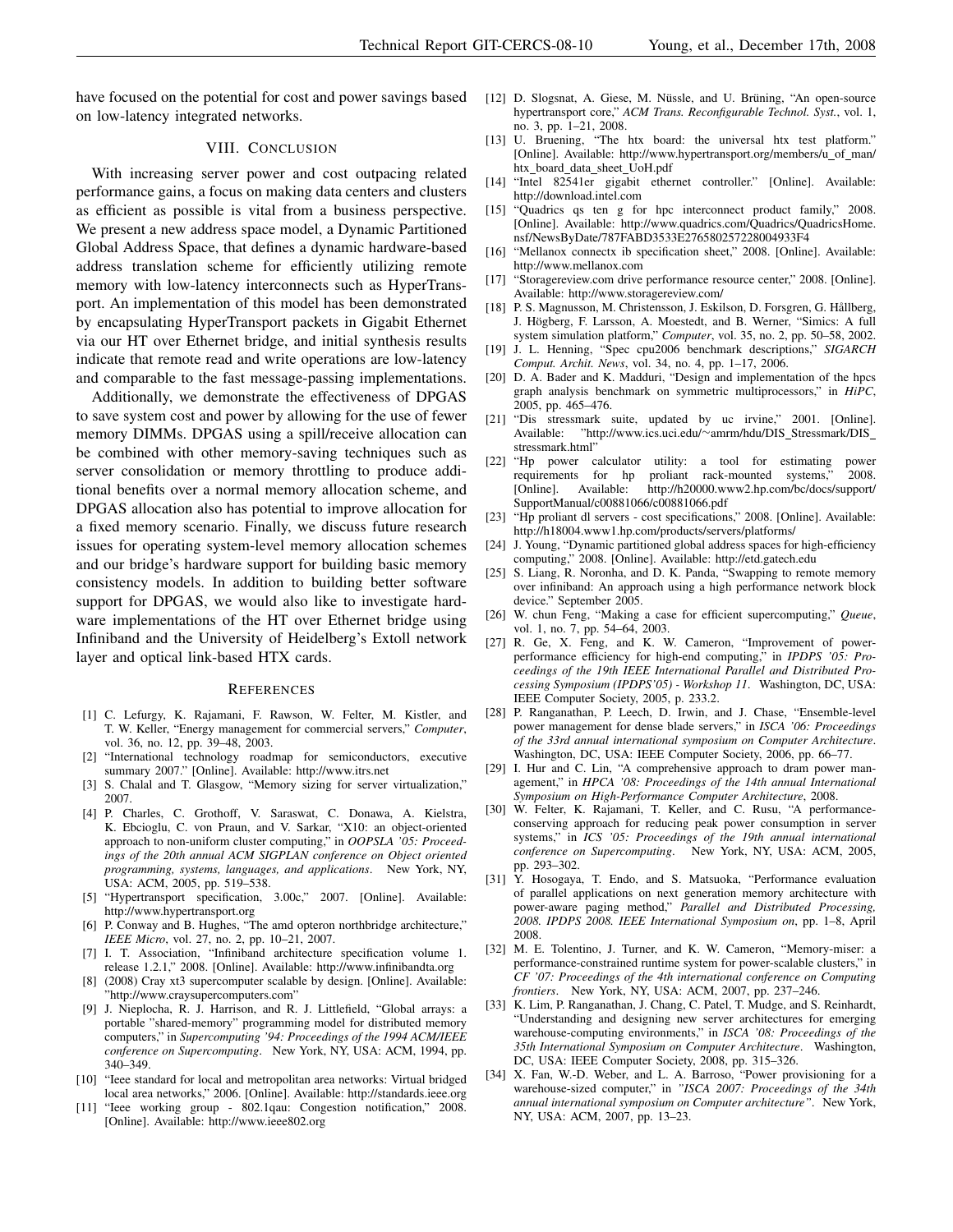have focused on the potential for cost and power savings based on low-latency integrated networks.

## VIII. Conclusion

With increasing server power and cost outpacing related performance gains, a focus on making data centers and clusters as efficient as possible is vital from a business perspective. We present a new address space model, a Dynamic Partitioned Global Address Space, that defines a dynamic hardware-based address translation scheme for efficiently utilizing remote memory with low-latency interconnects such as HyperTransport. An implementation of this model has been demonstrated by encapsulating HyperTransport packets in Gigabit Ethernet via our HT over Ethernet bridge, and initial synthesis results indicate that remote read and write operations are low-latency and comparable to the fast message-passing implementations.

Additionally, we demonstrate the effectiveness of DPGAS to save system cost and power by allowing for the use of fewer memory DIMMs. DPGAS using a spill/receive allocation can be combined with other memory-saving techniques such as server consolidation or memory throttling to produce additional benefits over a normal memory allocation scheme, and DPGAS allocation also has potential to improve allocation for a fixed memory scenario. Finally, we discuss future research issues for operating system-level memory allocation schemes and our bridge's hardware support for building basic memory consistency models. In addition to building better software support for DPGAS, we would also like to investigate hardware implementations of the HT over Ethernet bridge using Infiniband and the University of Heidelberg's Extoll network layer and optical link-based HTX cards.

## References

[1] C. Lefurgy, K. Rajamani, F. Rawson, W. Felter, M. Kistler, and T. W. Keller, "Energy management for commercial servers," *Computer*, vol. 36, no. 12, pp. 39–48, 2003.

[2] "International technology roadmap for semiconductors, executive summary 2007." [Online]. Available: http://www.itrs.net

[3] S. Chalal and T. Glasgow, "Memory sizing for server virtualization," 2007.

[4] P. Charles, C. Grothoff, V. Saraswat, C. Donawa, A. Kielstra, K. Ebcioglu, C. von Praun, and V. Sarkar, "X10: an object-oriented approach to non-uniform cluster computing," in *OOPSLA '05: Proceedings of the 20th annual ACM SIGPLAN conference on Object oriented programming, systems, languages, and applications*. New York, NY, USA: ACM, 2005, pp. 519–538.

[5] "Hypertransport specification, 3.00c," 2007. [Online]. Available: http://www.hypertransport.org

[6] P. Conway and B. Hughes, "The amd opteron northbridge architecture," *IEEE Micro*, vol. 27, no. 2, pp. 10–21, 2007.

[7] I. T. Association, "Infiniband architecture specification volume 1. release 1.2.1," 2008. [Online]. Available: http://www.infinibandta.org

[8] (2008) Cray xt3 supercomputer scalable by design. [Online]. Available: "http://www.craysupercomputers.com"

[9] J. Nieplocha, R. J. Harrison, and R. J. Littlefield, "Global arrays: a portable "shared-memory" programming model for distributed memory computers," in *Supercomputing '94: Proceedings of the 1994 ACM/IEEE conference on Supercomputing*. New York, NY, USA: ACM, 1994, pp. 340–349.

[10] "Ieee standard for local and metropolitan area networks: Virtual bridged local area networks," 2006. [Online]. Available: http://standards.ieee.org

[11] "Ieee working group - 802.1qau: Congestion notification," 2008. [Online]. Available: http://www.ieee802.org

[12] D. Slogsnat, A. Giese, M. Nüssle, and U. Brüning, "An open-source hypertransport core," *ACM Trans. Reconfigurable Technol. Syst.*, vol. 1, no. 3, pp. 1–21, 2008.

[13] U. Bruening, "The htx board: the universal htx test platform." [Online]. Available: http://www.hypertransport.org/members/u_of_man/htx_board_data_sheet_UoH.pdf

[14] "Intel 82541er gigabit ethernet controller." [Online]. Available: http://download.intel.com

[15] "Quadrics qs ten g for hpc interconnect product family," 2008. [Online]. Available: http://www.quadrics.com/Quadrics/QuadricsHome.nsf/NewsByDate/787FABD3533E276580257228004933F4

[16] "Mellanox connectx ib specification sheet," 2008. [Online]. Available: http://www.mellanox.com

[17] "Storagereview.com drive performance resource center," 2008. [Online]. Available: http://www.storagereview.com/

[18] P. S. Magnusson, M. Christenson, J. Eskilson, D. Forsgren, G. Hållberg, J. Högberg, F. Larsson, A. Moestedt, and B. Werner, "Simics: A full system simulation platform," *Computer*, vol. 35, no. 2, pp. 50–58, 2002.

[19] J. L. Henning, "Spec cpu2006 benchmark descriptions," *SIGARCH Comput. Archit. News*, vol. 34, no. 4, pp. 1–17, 2006.

[20] D. A. Bader and K. Madduri, "Design and implementation of the hpcs graph analysis benchmark on symmetric multiprocessors," in *HiPC*, 2005, pp. 465–476.

[21] "Dis stressmark suite, updated by uc irvine," 2001. [Online]. Available: "http://www.ics.uci.edu/~amrm/hdu/DIS_Stressmark/DIS_stressmark.html"

[22] "Hp power calculator utility: a tool for estimating power requirements for hp proliant rack-mounted systems," 2008. [Online]. Available: http://h20000.www2.hp.com/bc/docs/support/SupportManual/c00881066/c00881066.pdf

[23] "Hp proliant dl servers - cost specifications," 2008. [Online]. Available: http://h18004.www1.hp.com/products/servers/platforms/

[24] J. Young, "Dynamic partitioned global address spaces for high-efficiency computing," 2008. [Online]. Available: http://etd.gatech.edu

[25] S. Liang, R. Noronha, and D. K. Panda, "Swapping to remote memory over infiniband: An approach using a high performance network block device." September 2005.

[26] W. chun Feng, "Making a case for efficient supercomputing," *Queue*, vol. 1, no. 7, pp. 54–64, 2003.

[27] R. Ge, X. Feng, and K. W. Cameron, "Improvement of power-performance efficiency for high-end computing," in *IPDPS '05: Proceedings of the 19th IEEE International Parallel and Distributed Processing Symposium (IPDPS'05) - Workshop 11*. Washington, DC, USA: IEEE Computer Society, 2005, p. 233.2.

[28] P. Ranganathan, P. Leech, D. Irwin, and J. Chase, "Ensemble-level power management for dense blade servers," in *ISCA '06: Proceedings of the 33rd annual international symposium on Computer Architecture*. Washington, DC, USA: IEEE Computer Society, 2006, pp. 66–77.

[29] I. Hur and C. Lin, "A comprehensive approach to dram power management," in *HPCA '08: Proceedings of the 14th annual International Symposium on High-Performance Computer Architecture*, 2008.

[30] W. Felter, K. Rajamani, T. Keller, and C. Rusu, "A performance-conserving approach for reducing peak power consumption in server systems," in *ICS '05: Proceedings of the 19th annual international conference on Supercomputing*. New York, NY, USA: ACM, 2005, pp. 293–302.

[31] Y. Hosogaya, T. Endo, and S. Matsuoka, "Performance evaluation of parallel applications on next generation memory architecture with power-aware paging method," *Parallel and Distributed Processing, 2008. IPDPS 2008. IEEE International Symposium on*, pp. 1–8, April 2008.

[32] M. E. Tolentino, J. Turner, and K. W. Cameron, "Memory-miser: a performance-constrained runtime system for power-scalable clusters," in *CF '07: Proceedings of the 4th international conference on Computing frontiers*. New York, NY, USA: ACM, 2007, pp. 237–246.

[33] K. Lim, P. Ranganathan, J. Chang, C. Patel, T. Mudge, and S. Reinhardt, "Understanding and designing new server architectures for emerging warehouse-computing environments," in *ISCA '08: Proceedings of the 35th International Symposium on Computer Architecture*. Washington, DC, USA: IEEE Computer Society, 2008, pp. 315–326.

[34] X. Fan, W.-D. Weber, and L. A. Barroso, "Power provisioning for a warehouse-sized computer," in *"ISCA 2007: Proceedings of the 34th annual international symposium on Computer architecture"*. New York, NY, USA: ACM, 2007, pp. 13–23.